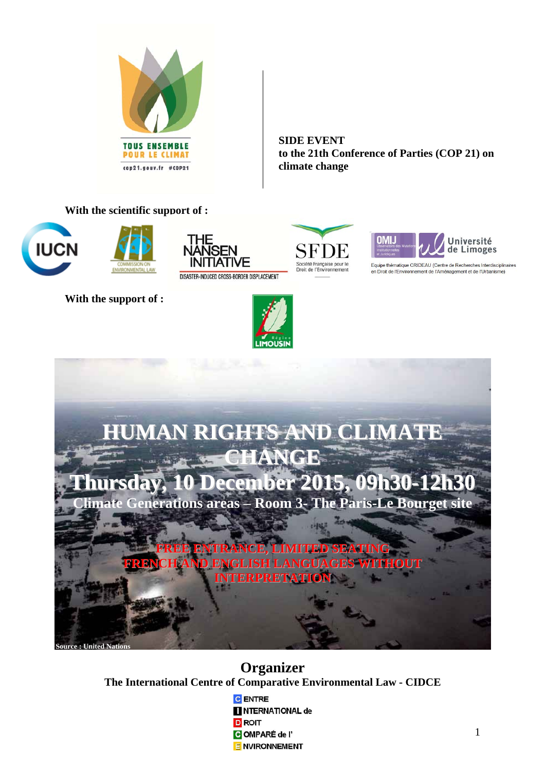TOUS ENSEMBLE POUR LE CLIMAT

cop21.gouv.fr #COP21

**SIDE EVENT**
**to the 21th Conference of Parties (COP 21) on climate change**

**With the scientific support of :**

IUCN

COMMISSION ON ENVIRONMENTAL LAW

THE NANSEN INITIATIVE
DISASTER-INDUCED CROSS-BORDER DISPLACEMENT

SFDE
Société Française pour le Droit de l'Environnement

OMIJ Observatoire des Mutations Institutionnelles et Juridiques

Université de Limoges

Equipe thématique CRIDEAU (Centre de Recherches Interdisciplinaires en Droit de l'Environnement de l'Aménagement et de l'Urbanisme)

**With the support of :**

Région LIMOUSIN

# HUMAN RIGHTS AND CLIMATE CHANGE

## Thursday, 10 December 2015, 09h30-12h30

**Climate Generations areas – Room 3- The Paris-Le Bourget site**

**FREE ENTRANCE, LIMITED SEATING**
**FRENCH AND ENGLISH LANGUAGES WITHOUT INTERPRETATION**

**Source : United Nations**

## Organizer

**The International Centre of Comparative Environmental Law - CIDCE**

CENTRE
INTERNATIONAL de
DROIT
COMPARÉ de l'
ENVIRONNEMENT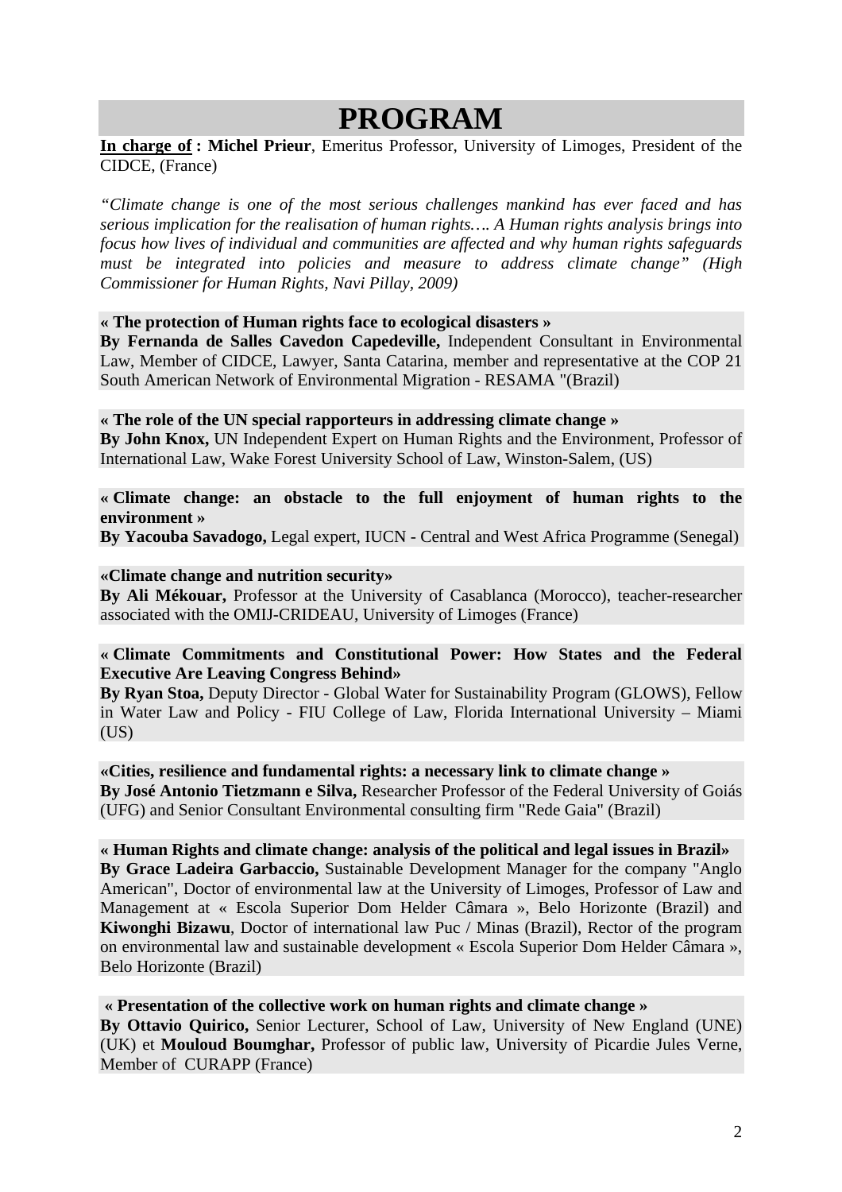# PROGRAM

**<u>In charge of</u> : Michel Prieur**, Emeritus Professor, University of Limoges, President of the CIDCE, (France)

*"Climate change is one of the most serious challenges mankind has ever faced and has serious implication for the realisation of human rights…. A Human rights analysis brings into focus how lives of individual and communities are affected and why human rights safeguards must be integrated into policies and measure to address climate change" (High Commissioner for Human Rights, Navi Pillay, 2009)*

**« The protection of Human rights face to ecological disasters »**
**By Fernanda de Salles Cavedon Capedeville,** Independent Consultant in Environmental Law, Member of CIDCE, Lawyer, Santa Catarina, member and representative at the COP 21 South American Network of Environmental Migration - RESAMA "(Brazil)

**« The role of the UN special rapporteurs in addressing climate change »**
**By John Knox,** UN Independent Expert on Human Rights and the Environment, Professor of International Law, Wake Forest University School of Law, Winston-Salem, (US)

**« Climate change: an obstacle to the full enjoyment of human rights to the environment »**
**By Yacouba Savadogo,** Legal expert, IUCN - Central and West Africa Programme (Senegal)

**«Climate change and nutrition security»**
**By Ali Mékouar,** Professor at the University of Casablanca (Morocco), teacher-researcher associated with the OMIJ-CRIDEAU, University of Limoges (France)

**« Climate Commitments and Constitutional Power: How States and the Federal Executive Are Leaving Congress Behind»**
**By Ryan Stoa,** Deputy Director - Global Water for Sustainability Program (GLOWS), Fellow in Water Law and Policy - FIU College of Law, Florida International University – Miami (US)

**«Cities, resilience and fundamental rights: a necessary link to climate change »**
**By José Antonio Tietzmann e Silva,** Researcher Professor of the Federal University of Goiás (UFG) and Senior Consultant Environmental consulting firm "Rede Gaia" (Brazil)

**« Human Rights and climate change: analysis of the political and legal issues in Brazil»**
**By Grace Ladeira Garbaccio,** Sustainable Development Manager for the company "Anglo American", Doctor of environmental law at the University of Limoges, Professor of Law and Management at « Escola Superior Dom Helder Câmara », Belo Horizonte (Brazil) and **Kiwonghi Bizawu**, Doctor of international law Puc / Minas (Brazil), Rector of the program on environmental law and sustainable development « Escola Superior Dom Helder Câmara », Belo Horizonte (Brazil)

**« Presentation of the collective work on human rights and climate change »**
**By Ottavio Quirico,** Senior Lecturer, School of Law, University of New England (UNE) (UK) et **Mouloud Boumghar,** Professor of public law, University of Picardie Jules Verne, Member of CURAPP (France)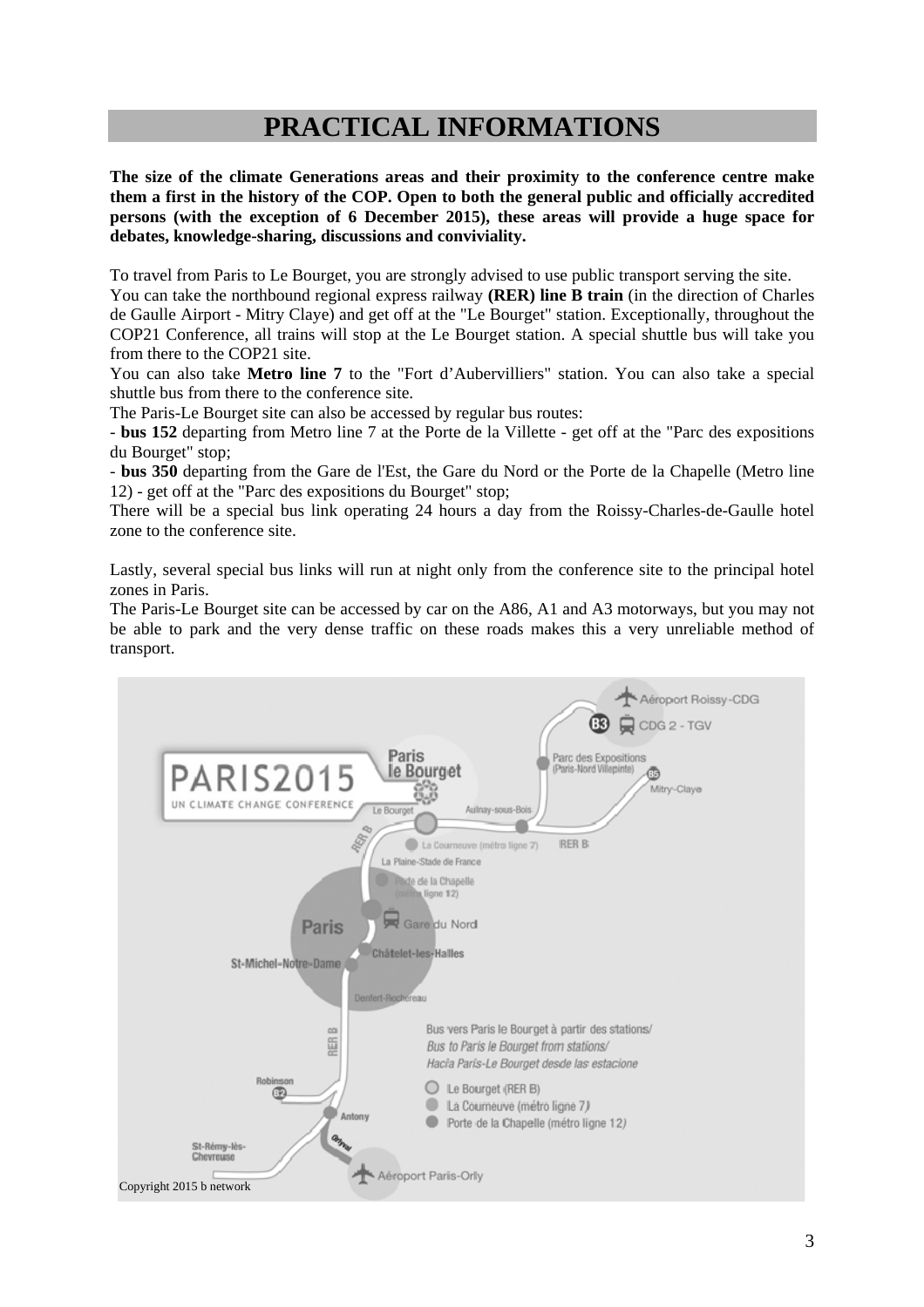# PRACTICAL INFORMATIONS

**The size of the climate Generations areas and their proximity to the conference centre make them a first in the history of the COP. Open to both the general public and officially accredited persons (with the exception of 6 December 2015), these areas will provide a huge space for debates, knowledge-sharing, discussions and conviviality.**

To travel from Paris to Le Bourget, you are strongly advised to use public transport serving the site.

You can take the northbound regional express railway **(RER) line B train** (in the direction of Charles de Gaulle Airport - Mitry Claye) and get off at the "Le Bourget" station. Exceptionally, throughout the COP21 Conference, all trains will stop at the Le Bourget station. A special shuttle bus will take you from there to the COP21 site.

You can also take **Metro line 7** to the "Fort d'Aubervilliers" station. You can also take a special shuttle bus from there to the conference site.

The Paris-Le Bourget site can also be accessed by regular bus routes:

- **bus 152** departing from Metro line 7 at the Porte de la Villette - get off at the "Parc des expositions du Bourget" stop;
- **bus 350** departing from the Gare de l'Est, the Gare du Nord or the Porte de la Chapelle (Metro line 12) - get off at the "Parc des expositions du Bourget" stop;

There will be a special bus link operating 24 hours a day from the Roissy-Charles-de-Gaulle hotel zone to the conference site.

Lastly, several special bus links will run at night only from the conference site to the principal hotel zones in Paris.

The Paris-Le Bourget site can be accessed by car on the A86, A1 and A3 motorways, but you may not be able to park and the very dense traffic on these roads makes this a very unreliable method of transport.

Copyright 2015 b network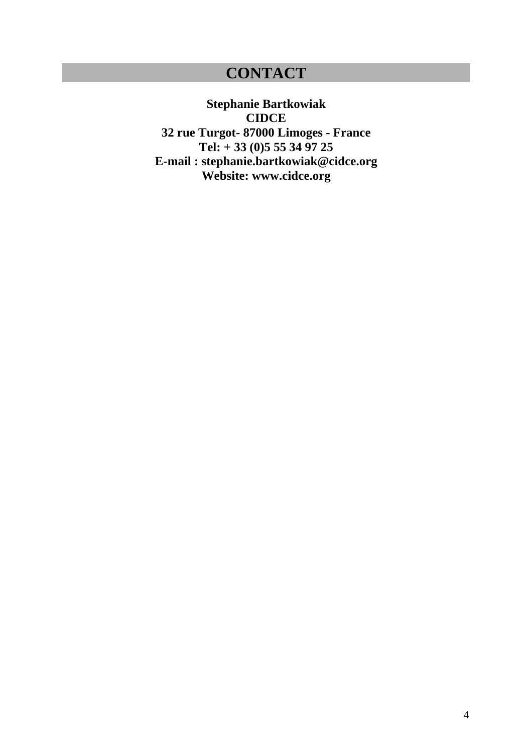# CONTACT

**Stephanie Bartkowiak**
**CIDCE**
**32 rue Turgot- 87000 Limoges - France**
**Tel: + 33 (0)5 55 34 97 25**
**E-mail : stephanie.bartkowiak@cidce.org**
**Website: www.cidce.org**